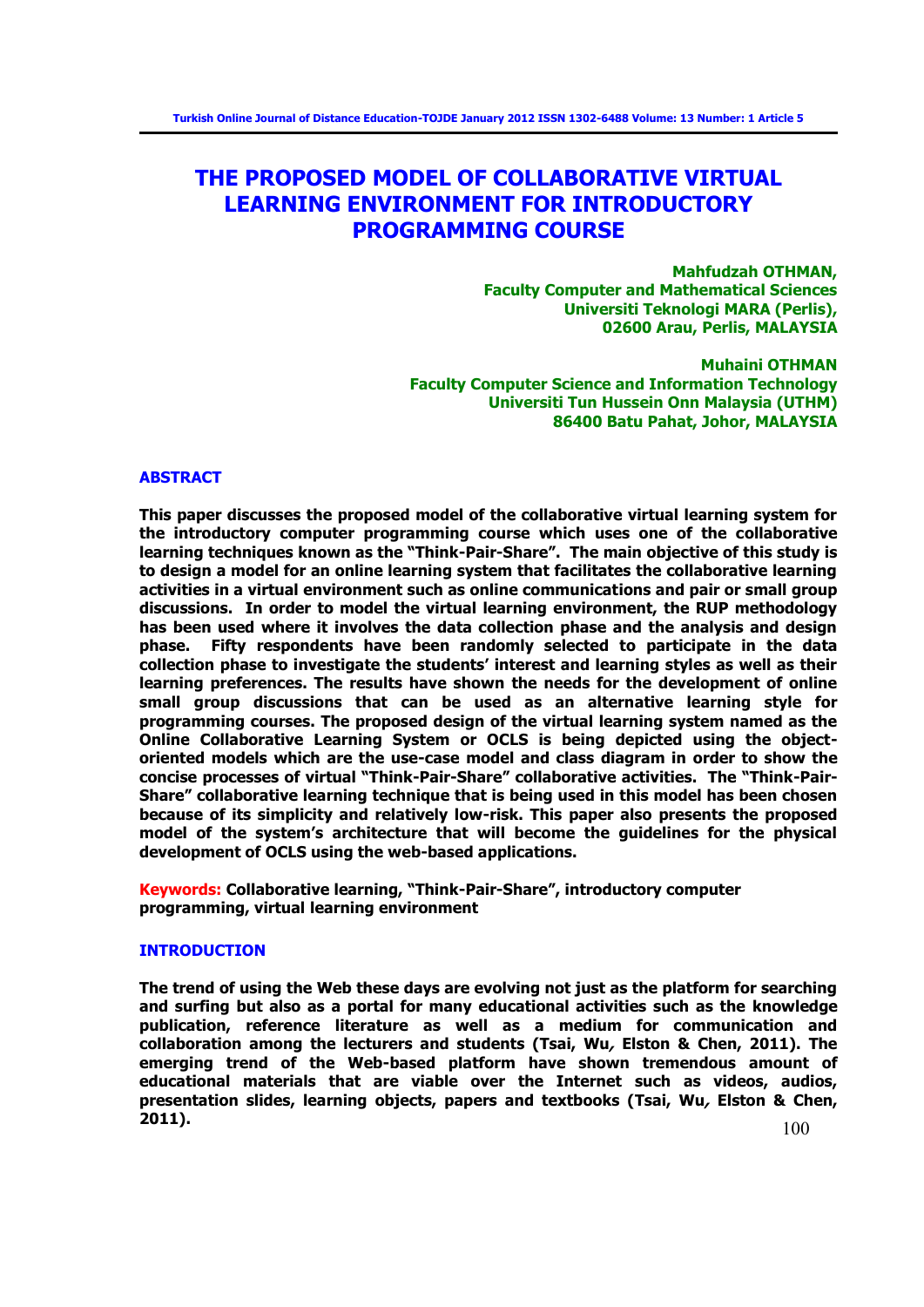# THE PROPOSED MODEL OF COLLABORATIVE VIRTUAL LEARNING ENVIRONMENT FOR INTRODUCTORY PROGRAMMING COURSE

**Mahfudzah OTHMAN,**
**Faculty Computer and Mathematical Sciences**
**Universiti Teknologi MARA (Perlis),**
**02600 Arau, Perlis, MALAYSIA**

**Muhaini OTHMAN**
**Faculty Computer Science and Information Technology**
**Universiti Tun Hussein Onn Malaysia (UTHM)**
**86400 Batu Pahat, Johor, MALAYSIA**

## ABSTRACT

**This paper discusses the proposed model of the collaborative virtual learning system for the introductory computer programming course which uses one of the collaborative learning techniques known as the "Think-Pair-Share". The main objective of this study is to design a model for an online learning system that facilitates the collaborative learning activities in a virtual environment such as online communications and pair or small group discussions. In order to model the virtual learning environment, the RUP methodology has been used where it involves the data collection phase and the analysis and design phase. Fifty respondents have been randomly selected to participate in the data collection phase to investigate the students' interest and learning styles as well as their learning preferences. The results have shown the needs for the development of online small group discussions that can be used as an alternative learning style for programming courses. The proposed design of the virtual learning system named as the Online Collaborative Learning System or OCLS is being depicted using the object-oriented models which are the use-case model and class diagram in order to show the concise processes of virtual "Think-Pair-Share" collaborative activities. The "Think-Pair-Share" collaborative learning technique that is being used in this model has been chosen because of its simplicity and relatively low-risk. This paper also presents the proposed model of the system's architecture that will become the guidelines for the physical development of OCLS using the web-based applications.**

**Keywords:** **Collaborative learning, "Think-Pair-Share", introductory computer programming, virtual learning environment**

## INTRODUCTION

**The trend of using the Web these days are evolving not just as the platform for searching and surfing but also as a portal for many educational activities such as the knowledge publication, reference literature as well as a medium for communication and collaboration among the lecturers and students (Tsai, Wu, Elston & Chen, 2011). The emerging trend of the Web-based platform have shown tremendous amount of educational materials that are viable over the Internet such as videos, audios, presentation slides, learning objects, papers and textbooks (Tsai, Wu, Elston & Chen, 2011).**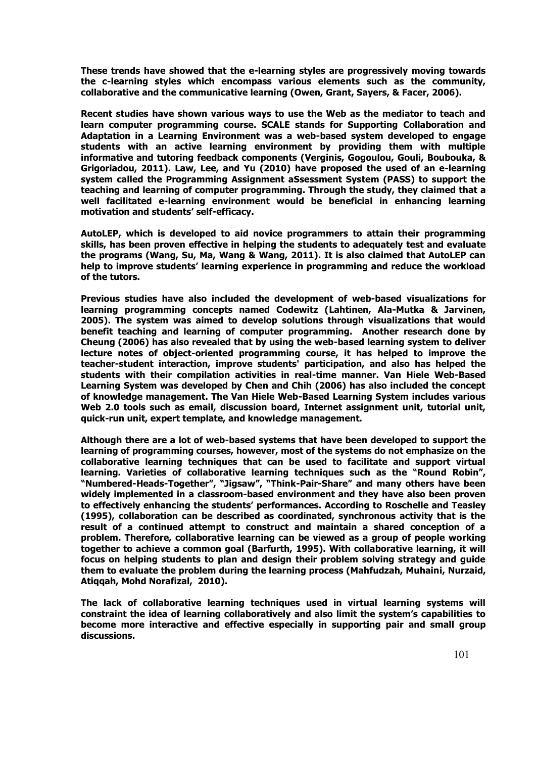**These trends have showed that the e-learning styles are progressively moving towards the c-learning styles which encompass various elements such as the community, collaborative and the communicative learning (Owen, Grant, Sayers, & Facer, 2006).**

**Recent studies have shown various ways to use the Web as the mediator to teach and learn computer programming course. SCALE stands for Supporting Collaboration and Adaptation in a Learning Environment was a web-based system developed to engage students with an active learning environment by providing them with multiple informative and tutoring feedback components (Verginis, Gogoulou, Gouli, Boubouka, & Grigoriadou, 2011). Law, Lee, and Yu (2010) have proposed the used of an e-learning system called the Programming Assignment aSsessment System (PASS) to support the teaching and learning of computer programming. Through the study, they claimed that a well facilitated e-learning environment would be beneficial in enhancing learning motivation and students' self-efficacy.**

**AutoLEP, which is developed to aid novice programmers to attain their programming skills, has been proven effective in helping the students to adequately test and evaluate the programs (Wang, Su, Ma, Wang & Wang, 2011). It is also claimed that AutoLEP can help to improve students' learning experience in programming and reduce the workload of the tutors.**

**Previous studies have also included the development of web-based visualizations for learning programming concepts named Codewitz (Lahtinen, Ala-Mutka & Jarvinen, 2005). The system was aimed to develop solutions through visualizations that would benefit teaching and learning of computer programming. Another research done by Cheung (2006) has also revealed that by using the web-based learning system to deliver lecture notes of object-oriented programming course, it has helped to improve the teacher-student interaction, improve students' participation, and also has helped the students with their compilation activities in real-time manner. Van Hiele Web-Based Learning System was developed by Chen and Chih (2006) has also included the concept of knowledge management. The Van Hiele Web-Based Learning System includes various Web 2.0 tools such as email, discussion board, Internet assignment unit, tutorial unit, quick-run unit, expert template, and knowledge management.**

**Although there are a lot of web-based systems that have been developed to support the learning of programming courses, however, most of the systems do not emphasize on the collaborative learning techniques that can be used to facilitate and support virtual learning. Varieties of collaborative learning techniques such as the "Round Robin", "Numbered-Heads-Together", "Jigsaw", "Think-Pair-Share" and many others have been widely implemented in a classroom-based environment and they have also been proven to effectively enhancing the students' performances. According to Roschelle and Teasley (1995), collaboration can be described as coordinated, synchronous activity that is the result of a continued attempt to construct and maintain a shared conception of a problem. Therefore, collaborative learning can be viewed as a group of people working together to achieve a common goal (Barfurth, 1995). With collaborative learning, it will focus on helping students to plan and design their problem solving strategy and guide them to evaluate the problem during the learning process (Mahfudzah, Muhaini, Nurzaid, Atiqqah, Mohd Norafizal, 2010).**

**The lack of collaborative learning techniques used in virtual learning systems will constraint the idea of learning collaboratively and also limit the system's capabilities to become more interactive and effective especially in supporting pair and small group discussions.**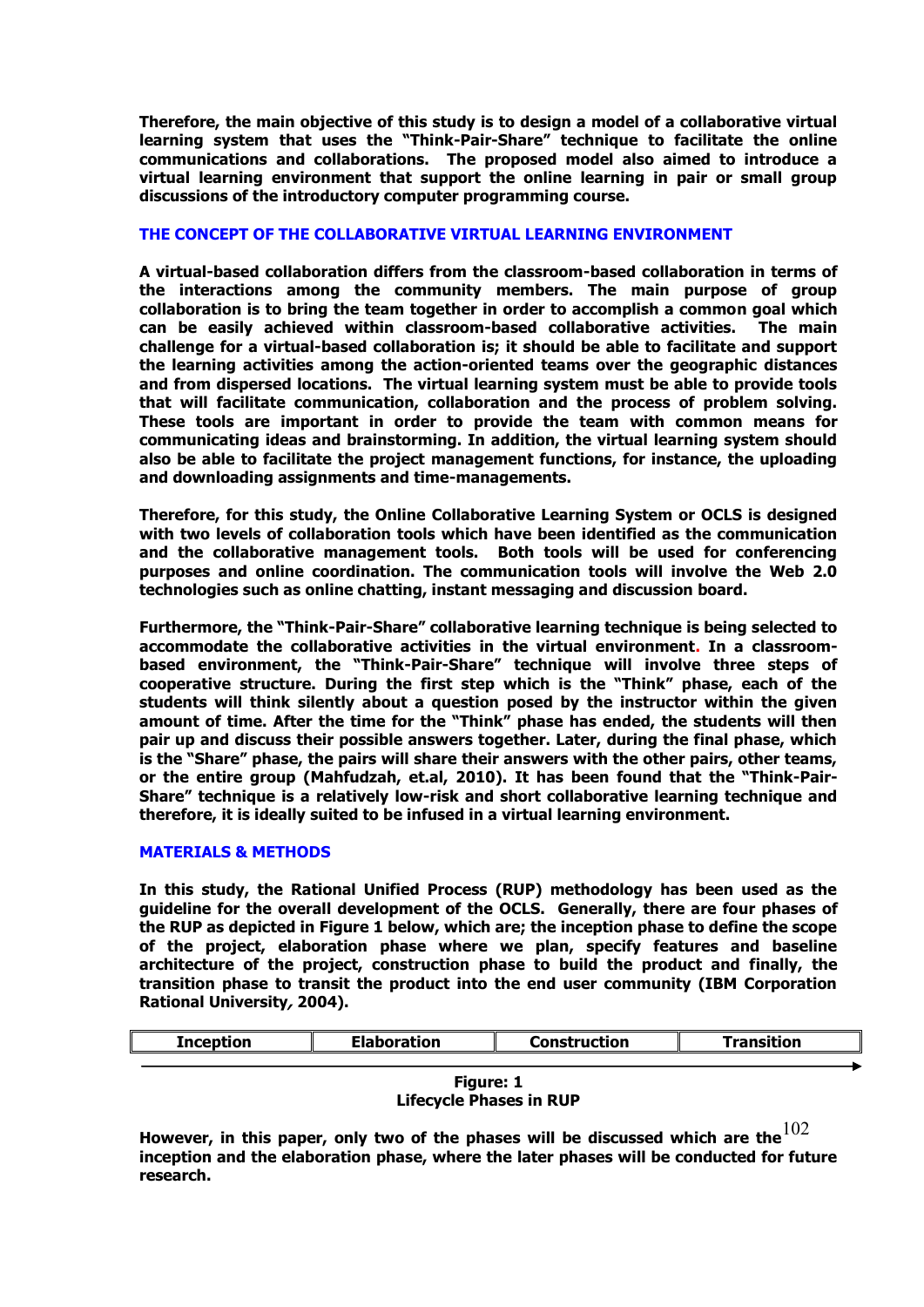**Therefore, the main objective of this study is to design a model of a collaborative virtual learning system that uses the "Think-Pair-Share" technique to facilitate the online communications and collaborations. The proposed model also aimed to introduce a virtual learning environment that support the online learning in pair or small group discussions of the introductory computer programming course.**

## THE CONCEPT OF THE COLLABORATIVE VIRTUAL LEARNING ENVIRONMENT

**A virtual-based collaboration differs from the classroom-based collaboration in terms of the interactions among the community members. The main purpose of group collaboration is to bring the team together in order to accomplish a common goal which can be easily achieved within classroom-based collaborative activities. The main challenge for a virtual-based collaboration is; it should be able to facilitate and support the learning activities among the action-oriented teams over the geographic distances and from dispersed locations. The virtual learning system must be able to provide tools that will facilitate communication, collaboration and the process of problem solving. These tools are important in order to provide the team with common means for communicating ideas and brainstorming. In addition, the virtual learning system should also be able to facilitate the project management functions, for instance, the uploading and downloading assignments and time-managements.**

**Therefore, for this study, the Online Collaborative Learning System or OCLS is designed with two levels of collaboration tools which have been identified as the communication and the collaborative management tools. Both tools will be used for conferencing purposes and online coordination. The communication tools will involve the Web 2.0 technologies such as online chatting, instant messaging and discussion board.**

**Furthermore, the "Think-Pair-Share" collaborative learning technique is being selected to accommodate the collaborative activities in the virtual environment. In a classroom-based environment, the "Think-Pair-Share" technique will involve three steps of cooperative structure. During the first step which is the "Think" phase, each of the students will think silently about a question posed by the instructor within the given amount of time. After the time for the "Think" phase has ended, the students will then pair up and discuss their possible answers together. Later, during the final phase, which is the "Share" phase, the pairs will share their answers with the other pairs, other teams, or the entire group (Mahfudzah, et.al, 2010). It has been found that the "Think-Pair-Share" technique is a relatively low-risk and short collaborative learning technique and therefore, it is ideally suited to be infused in a virtual learning environment.**

## MATERIALS & METHODS

**In this study, the Rational Unified Process (RUP) methodology has been used as the guideline for the overall development of the OCLS. Generally, there are four phases of the RUP as depicted in Figure 1 below, which are; the inception phase to define the scope of the project, elaboration phase where we plan, specify features and baseline architecture of the project, construction phase to build the product and finally, the transition phase to transit the product into the end user community (IBM Corporation Rational University, 2004).**

| Inception | Elaboration | Construction | Transition |
|---|---|---|---|

**Figure: 1**
**Lifecycle Phases in RUP**

**However, in this paper, only two of the phases will be discussed which are the inception and the elaboration phase, where the later phases will be conducted for future research.**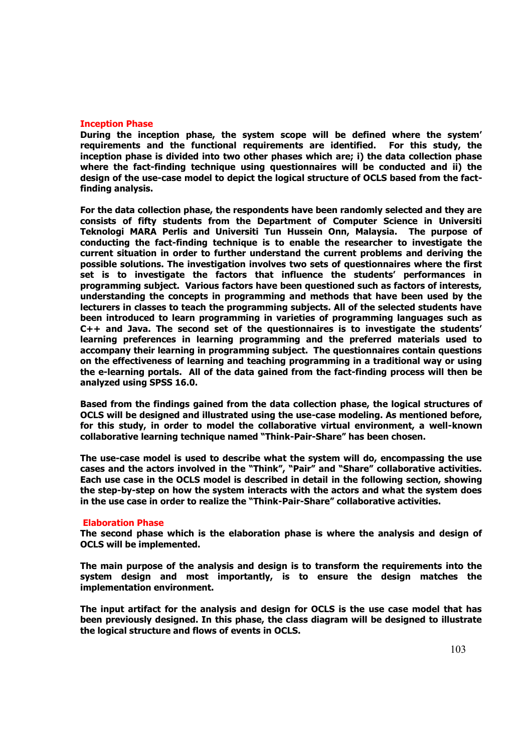## Inception Phase

**During the inception phase, the system scope will be defined where the system' requirements and the functional requirements are identified. For this study, the inception phase is divided into two other phases which are; i) the data collection phase where the fact-finding technique using questionnaires will be conducted and ii) the design of the use-case model to depict the logical structure of OCLS based from the fact-finding analysis.**

**For the data collection phase, the respondents have been randomly selected and they are consists of fifty students from the Department of Computer Science in Universiti Teknologi MARA Perlis and Universiti Tun Hussein Onn, Malaysia. The purpose of conducting the fact-finding technique is to enable the researcher to investigate the current situation in order to further understand the current problems and deriving the possible solutions. The investigation involves two sets of questionnaires where the first set is to investigate the factors that influence the students' performances in programming subject. Various factors have been questioned such as factors of interests, understanding the concepts in programming and methods that have been used by the lecturers in classes to teach the programming subjects. All of the selected students have been introduced to learn programming in varieties of programming languages such as C++ and Java. The second set of the questionnaires is to investigate the students' learning preferences in learning programming and the preferred materials used to accompany their learning in programming subject. The questionnaires contain questions on the effectiveness of learning and teaching programming in a traditional way or using the e-learning portals. All of the data gained from the fact-finding process will then be analyzed using SPSS 16.0.**

**Based from the findings gained from the data collection phase, the logical structures of OCLS will be designed and illustrated using the use-case modeling. As mentioned before, for this study, in order to model the collaborative virtual environment, a well-known collaborative learning technique named "Think-Pair-Share" has been chosen.**

**The use-case model is used to describe what the system will do, encompassing the use cases and the actors involved in the "Think", "Pair" and "Share" collaborative activities. Each use case in the OCLS model is described in detail in the following section, showing the step-by-step on how the system interacts with the actors and what the system does in the use case in order to realize the "Think-Pair-Share" collaborative activities.**

## Elaboration Phase

**The second phase which is the elaboration phase is where the analysis and design of OCLS will be implemented.**

**The main purpose of the analysis and design is to transform the requirements into the system design and most importantly, is to ensure the design matches the implementation environment.**

**The input artifact for the analysis and design for OCLS is the use case model that has been previously designed. In this phase, the class diagram will be designed to illustrate the logical structure and flows of events in OCLS.**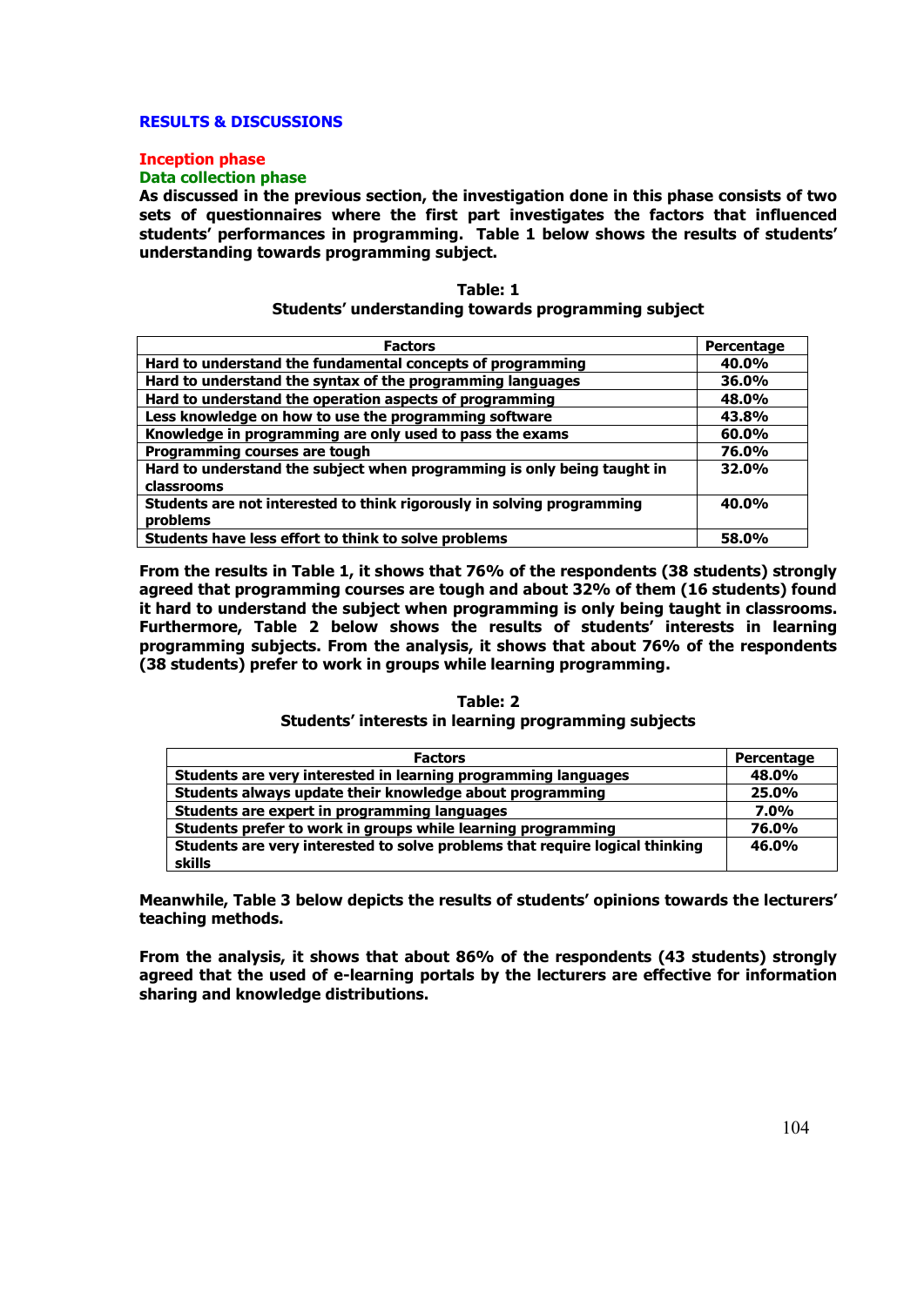## RESULTS & DISCUSSIONS

### Inception phase

#### Data collection phase

**As discussed in the previous section, the investigation done in this phase consists of two sets of questionnaires where the first part investigates the factors that influenced students' performances in programming. Table 1 below shows the results of students' understanding towards programming subject.**

**Table: 1**
**Students' understanding towards programming subject**

| Factors | Percentage |
| --- | --- |
| Hard to understand the fundamental concepts of programming | 40.0% |
| Hard to understand the syntax of the programming languages | 36.0% |
| Hard to understand the operation aspects of programming | 48.0% |
| Less knowledge on how to use the programming software | 43.8% |
| Knowledge in programming are only used to pass the exams | 60.0% |
| Programming courses are tough | 76.0% |
| Hard to understand the subject when programming is only being taught in classrooms | 32.0% |
| Students are not interested to think rigorously in solving programming problems | 40.0% |
| Students have less effort to think to solve problems | 58.0% |

**From the results in Table 1, it shows that 76% of the respondents (38 students) strongly agreed that programming courses are tough and about 32% of them (16 students) found it hard to understand the subject when programming is only being taught in classrooms. Furthermore, Table 2 below shows the results of students' interests in learning programming subjects. From the analysis, it shows that about 76% of the respondents (38 students) prefer to work in groups while learning programming.**

**Table: 2**
**Students' interests in learning programming subjects**

| Factors | Percentage |
| --- | --- |
| Students are very interested in learning programming languages | 48.0% |
| Students always update their knowledge about programming | 25.0% |
| Students are expert in programming languages | 7.0% |
| Students prefer to work in groups while learning programming | 76.0% |
| Students are very interested to solve problems that require logical thinking skills | 46.0% |

**Meanwhile, Table 3 below depicts the results of students' opinions towards the lecturers' teaching methods.**

**From the analysis, it shows that about 86% of the respondents (43 students) strongly agreed that the used of e-learning portals by the lecturers are effective for information sharing and knowledge distributions.**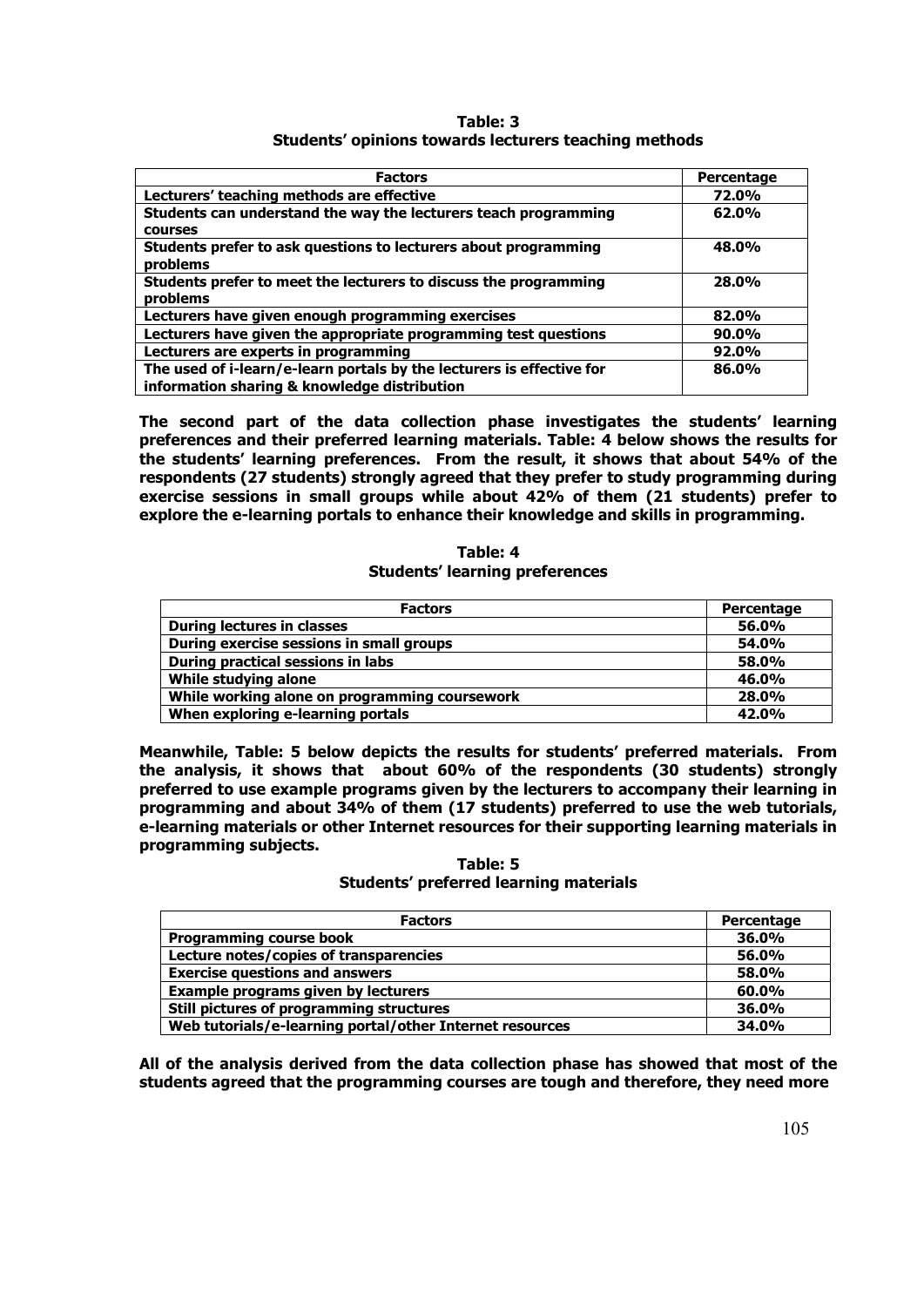**Table: 3**
**Students' opinions towards lecturers teaching methods**

| Factors | Percentage |
|---|---|
| Lecturers' teaching methods are effective | 72.0% |
| Students can understand the way the lecturers teach programming courses | 62.0% |
| Students prefer to ask questions to lecturers about programming problems | 48.0% |
| Students prefer to meet the lecturers to discuss the programming problems | 28.0% |
| Lecturers have given enough programming exercises | 82.0% |
| Lecturers have given the appropriate programming test questions | 90.0% |
| Lecturers are experts in programming | 92.0% |
| The used of i-learn/e-learn portals by the lecturers is effective for information sharing & knowledge distribution | 86.0% |

**The second part of the data collection phase investigates the students' learning preferences and their preferred learning materials. Table: 4 below shows the results for the students' learning preferences. From the result, it shows that about 54% of the respondents (27 students) strongly agreed that they prefer to study programming during exercise sessions in small groups while about 42% of them (21 students) prefer to explore the e-learning portals to enhance their knowledge and skills in programming.**

**Table: 4**
**Students' learning preferences**

| Factors | Percentage |
|---|---|
| During lectures in classes | 56.0% |
| During exercise sessions in small groups | 54.0% |
| During practical sessions in labs | 58.0% |
| While studying alone | 46.0% |
| While working alone on programming coursework | 28.0% |
| When exploring e-learning portals | 42.0% |

**Meanwhile, Table: 5 below depicts the results for students' preferred materials. From the analysis, it shows that about 60% of the respondents (30 students) strongly preferred to use example programs given by the lecturers to accompany their learning in programming and about 34% of them (17 students) preferred to use the web tutorials, e-learning materials or other Internet resources for their supporting learning materials in programming subjects.**

**Table: 5**
**Students' preferred learning materials**

| Factors | Percentage |
|---|---|
| Programming course book | 36.0% |
| Lecture notes/copies of transparencies | 56.0% |
| Exercise questions and answers | 58.0% |
| Example programs given by lecturers | 60.0% |
| Still pictures of programming structures | 36.0% |
| Web tutorials/e-learning portal/other Internet resources | 34.0% |

**All of the analysis derived from the data collection phase has showed that most of the students agreed that the programming courses are tough and therefore, they need more**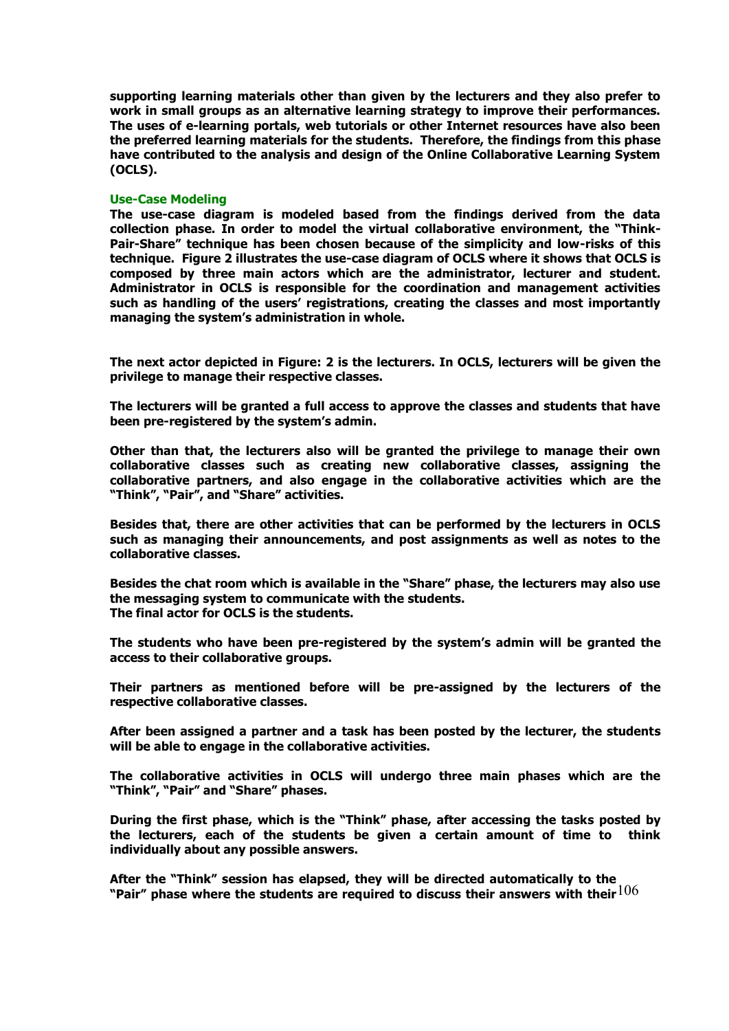**supporting learning materials other than given by the lecturers and they also prefer to work in small groups as an alternative learning strategy to improve their performances. The uses of e-learning portals, web tutorials or other Internet resources have also been the preferred learning materials for the students. Therefore, the findings from this phase have contributed to the analysis and design of the Online Collaborative Learning System (OCLS).**

## Use-Case Modeling

**The use-case diagram is modeled based from the findings derived from the data collection phase. In order to model the virtual collaborative environment, the "Think-Pair-Share" technique has been chosen because of the simplicity and low-risks of this technique. Figure 2 illustrates the use-case diagram of OCLS where it shows that OCLS is composed by three main actors which are the administrator, lecturer and student. Administrator in OCLS is responsible for the coordination and management activities such as handling of the users' registrations, creating the classes and most importantly managing the system's administration in whole.**

**The next actor depicted in Figure: 2 is the lecturers. In OCLS, lecturers will be given the privilege to manage their respective classes.**

**The lecturers will be granted a full access to approve the classes and students that have been pre-registered by the system's admin.**

**Other than that, the lecturers also will be granted the privilege to manage their own collaborative classes such as creating new collaborative classes, assigning the collaborative partners, and also engage in the collaborative activities which are the "Think", "Pair", and "Share" activities.**

**Besides that, there are other activities that can be performed by the lecturers in OCLS such as managing their announcements, and post assignments as well as notes to the collaborative classes.**

**Besides the chat room which is available in the "Share" phase, the lecturers may also use the messaging system to communicate with the students.**
**The final actor for OCLS is the students.**

**The students who have been pre-registered by the system's admin will be granted the access to their collaborative groups.**

**Their partners as mentioned before will be pre-assigned by the lecturers of the respective collaborative classes.**

**After been assigned a partner and a task has been posted by the lecturer, the students will be able to engage in the collaborative activities.**

**The collaborative activities in OCLS will undergo three main phases which are the "Think", "Pair" and "Share" phases.**

**During the first phase, which is the "Think" phase, after accessing the tasks posted by the lecturers, each of the students be given a certain amount of time to think individually about any possible answers.**

**After the "Think" session has elapsed, they will be directed automatically to the "Pair" phase where the students are required to discuss their answers with their**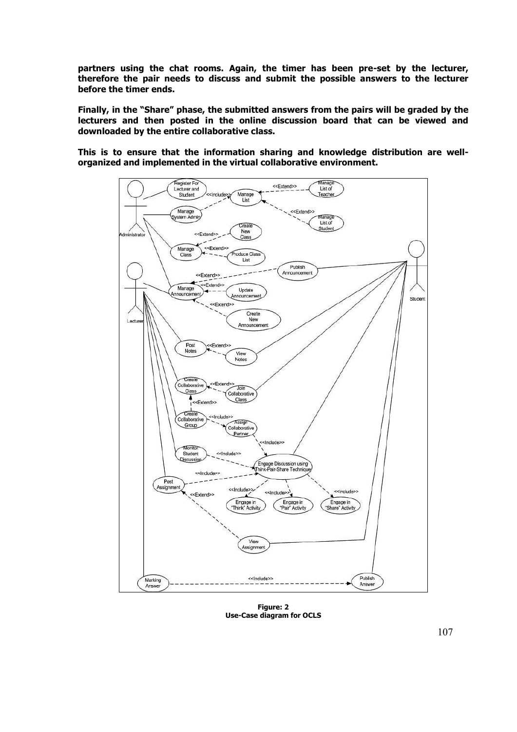**partners using the chat rooms. Again, the timer has been pre-set by the lecturer, therefore the pair needs to discuss and submit the possible answers to the lecturer before the timer ends.**

**Finally, in the "Share" phase, the submitted answers from the pairs will be graded by the lecturers and then posted in the online discussion board that can be viewed and downloaded by the entire collaborative class.**

**This is to ensure that the information sharing and knowledge distribution are well-organized and implemented in the virtual collaborative environment.**

**Figure: 2**
**Use-Case diagram for OCLS**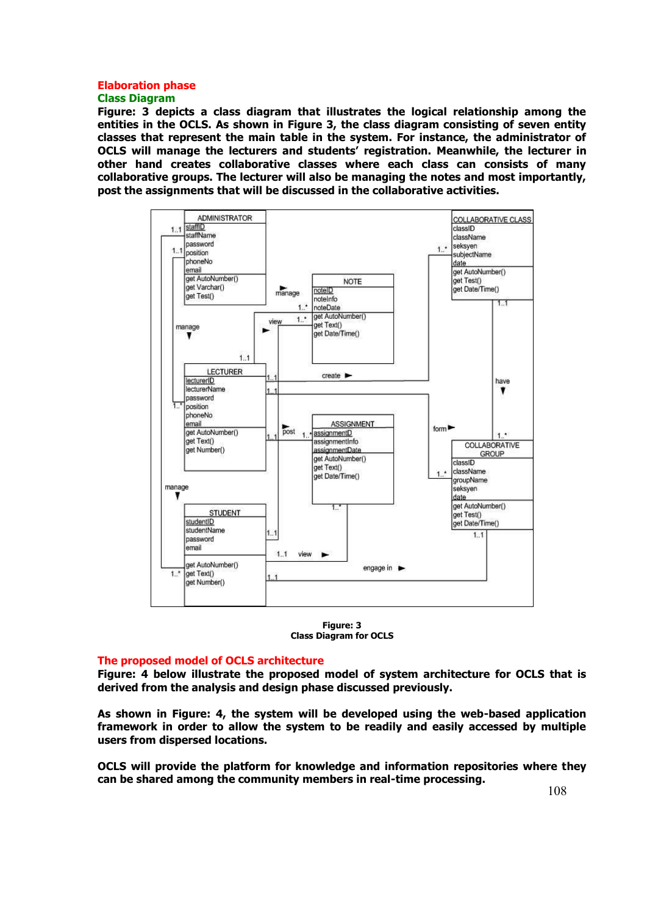## Elaboration phase

### Class Diagram

**Figure: 3 depicts a class diagram that illustrates the logical relationship among the entities in the OCLS. As shown in Figure 3, the class diagram consisting of seven entity classes that represent the main table in the system. For instance, the administrator of OCLS will manage the lecturers and students' registration. Meanwhile, the lecturer in other hand creates collaborative classes where each class can consists of many collaborative groups. The lecturer will also be managing the notes and most importantly, post the assignments that will be discussed in the collaborative activities.**

**Figure: 3**
**Class Diagram for OCLS**

## The proposed model of OCLS architecture

**Figure: 4 below illustrate the proposed model of system architecture for OCLS that is derived from the analysis and design phase discussed previously.**

**As shown in Figure: 4, the system will be developed using the web-based application framework in order to allow the system to be readily and easily accessed by multiple users from dispersed locations.**

**OCLS will provide the platform for knowledge and information repositories where they can be shared among the community members in real-time processing.**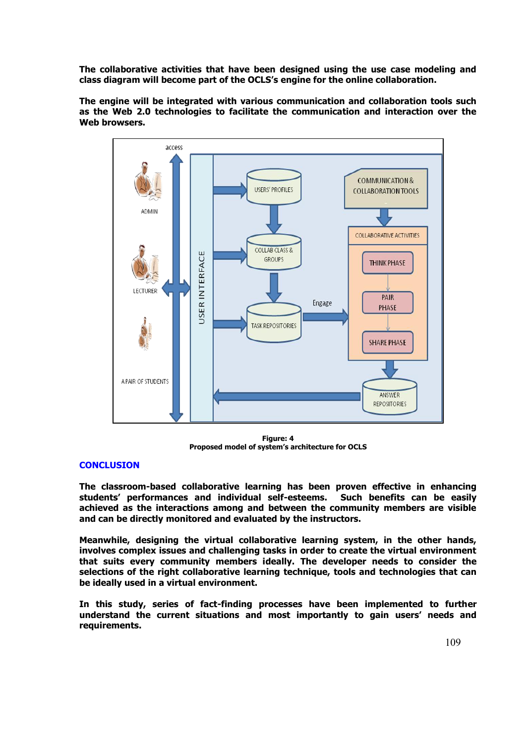**The collaborative activities that have been designed using the use case modeling and class diagram will become part of the OCLS's engine for the online collaboration.**

**The engine will be integrated with various communication and collaboration tools such as the Web 2.0 technologies to facilitate the communication and interaction over the Web browsers.**

**Figure: 4**
**Proposed model of system's architecture for OCLS**

## CONCLUSION

**The classroom-based collaborative learning has been proven effective in enhancing students' performances and individual self-esteems. Such benefits can be easily achieved as the interactions among and between the community members are visible and can be directly monitored and evaluated by the instructors.**

**Meanwhile, designing the virtual collaborative learning system, in the other hands, involves complex issues and challenging tasks in order to create the virtual environment that suits every community members ideally. The developer needs to consider the selections of the right collaborative learning technique, tools and technologies that can be ideally used in a virtual environment.**

**In this study, series of fact-finding processes have been implemented to further understand the current situations and most importantly to gain users' needs and requirements.**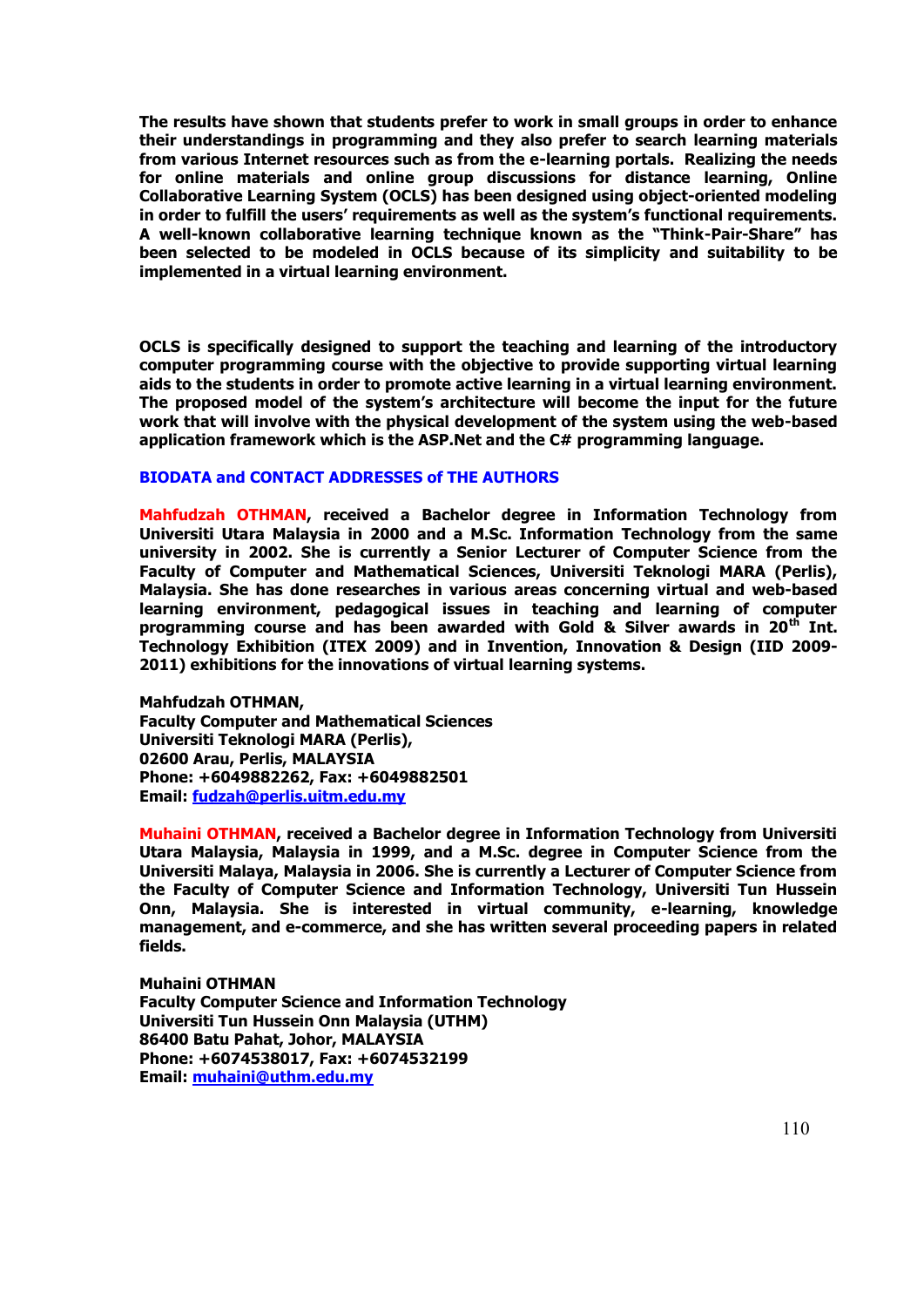**The results have shown that students prefer to work in small groups in order to enhance their understandings in programming and they also prefer to search learning materials from various Internet resources such as from the e-learning portals. Realizing the needs for online materials and online group discussions for distance learning, Online Collaborative Learning System (OCLS) has been designed using object-oriented modeling in order to fulfill the users' requirements as well as the system's functional requirements. A well-known collaborative learning technique known as the "Think-Pair-Share" has been selected to be modeled in OCLS because of its simplicity and suitability to be implemented in a virtual learning environment.**

**OCLS is specifically designed to support the teaching and learning of the introductory computer programming course with the objective to provide supporting virtual learning aids to the students in order to promote active learning in a virtual learning environment. The proposed model of the system's architecture will become the input for the future work that will involve with the physical development of the system using the web-based application framework which is the ASP.Net and the C# programming language.**

## BIODATA and CONTACT ADDRESSES of THE AUTHORS

**Mahfudzah OTHMAN, received a Bachelor degree in Information Technology from Universiti Utara Malaysia in 2000 and a M.Sc. Information Technology from the same university in 2002. She is currently a Senior Lecturer of Computer Science from the Faculty of Computer and Mathematical Sciences, Universiti Teknologi MARA (Perlis), Malaysia. She has done researches in various areas concerning virtual and web-based learning environment, pedagogical issues in teaching and learning of computer programming course and has been awarded with Gold & Silver awards in 20th Int. Technology Exhibition (ITEX 2009) and in Invention, Innovation & Design (IID 2009-2011) exhibitions for the innovations of virtual learning systems.**

**Mahfudzah OTHMAN,**
**Faculty Computer and Mathematical Sciences**
**Universiti Teknologi MARA (Perlis),**
**02600 Arau, Perlis, MALAYSIA**
**Phone: +6049882262, Fax: +6049882501**
**Email: fudzah@perlis.uitm.edu.my**

**Muhaini OTHMAN, received a Bachelor degree in Information Technology from Universiti Utara Malaysia, Malaysia in 1999, and a M.Sc. degree in Computer Science from the Universiti Malaya, Malaysia in 2006. She is currently a Lecturer of Computer Science from the Faculty of Computer Science and Information Technology, Universiti Tun Hussein Onn, Malaysia. She is interested in virtual community, e-learning, knowledge management, and e-commerce, and she has written several proceeding papers in related fields.**

**Muhaini OTHMAN**
**Faculty Computer Science and Information Technology**
**Universiti Tun Hussein Onn Malaysia (UTHM)**
**86400 Batu Pahat, Johor, MALAYSIA**
**Phone: +6074538017, Fax: +6074532199**
**Email: muhaini@uthm.edu.my**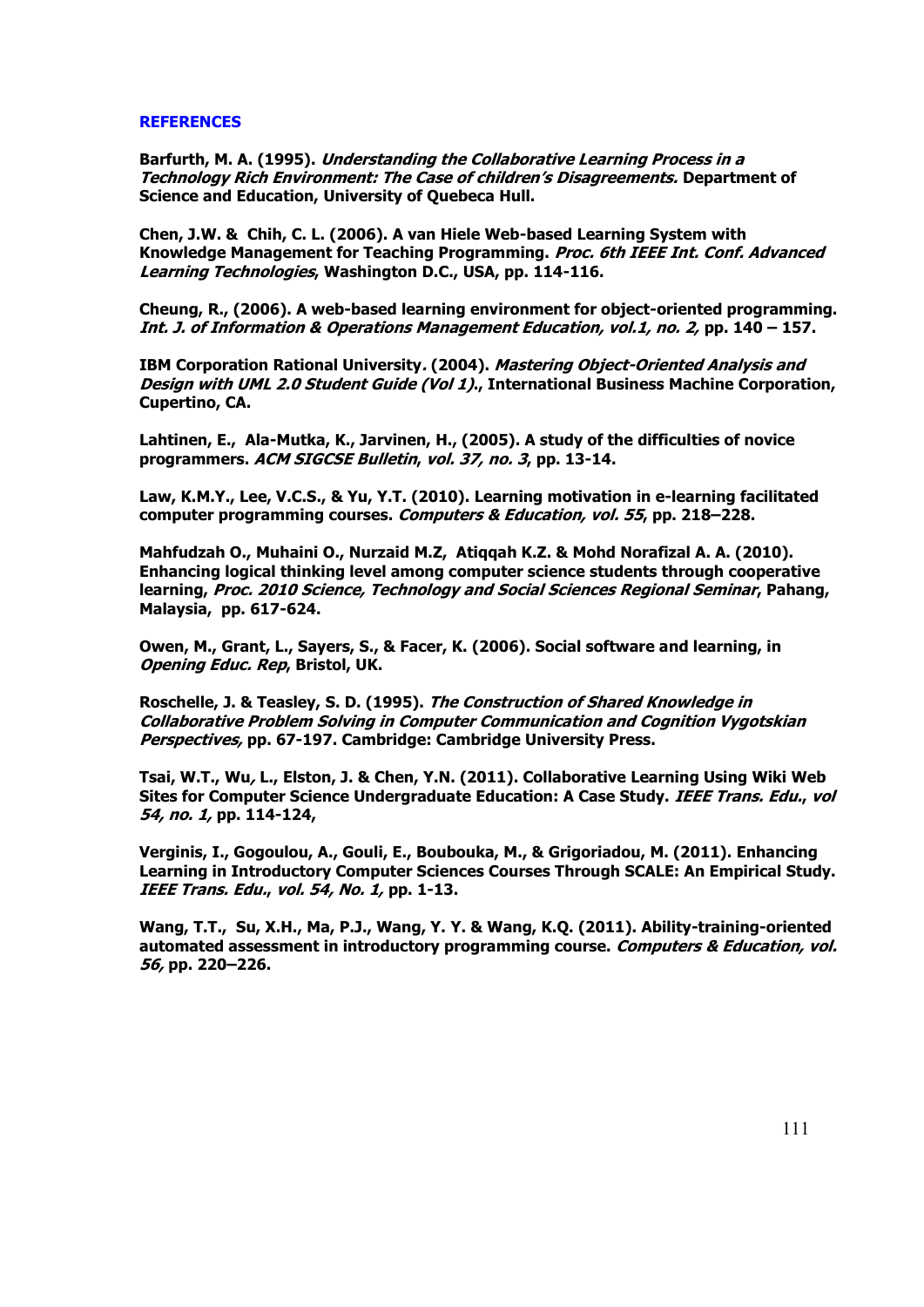## REFERENCES

**Barfurth, M. A. (1995).** ***Understanding the Collaborative Learning Process in a Technology Rich Environment: The Case of children's Disagreements.*** **Department of Science and Education, University of Quebeca Hull.**

**Chen, J.W. & Chih, C. L. (2006). A van Hiele Web-based Learning System with Knowledge Management for Teaching Programming.** ***Proc. 6th IEEE Int. Conf. Advanced Learning Technologies*****, Washington D.C., USA, pp. 114-116.**

**Cheung, R., (2006). A web-based learning environment for object-oriented programming.** ***Int. J. of Information & Operations Management Education, vol.1, no. 2,*** **pp. 140 – 157.**

**IBM Corporation Rational University. (2004).** ***Mastering Object-Oriented Analysis and Design with UML 2.0 Student Guide (Vol 1).*** **International Business Machine Corporation, Cupertino, CA.**

**Lahtinen, E., Ala-Mutka, K., Jarvinen, H., (2005). A study of the difficulties of novice programmers.** ***ACM SIGCSE Bulletin*****,** ***vol. 37, no. 3*****, pp. 13-14.**

**Law, K.M.Y., Lee, V.C.S., & Yu, Y.T. (2010). Learning motivation in e-learning facilitated computer programming courses.** ***Computers & Education, vol. 55*****, pp. 218–228.**

**Mahfudzah O., Muhaini O., Nurzaid M.Z, Atiqqah K.Z. & Mohd Norafizal A. A. (2010). Enhancing logical thinking level among computer science students through cooperative learning,** ***Proc. 2010 Science, Technology and Social Sciences Regional Seminar*****, Pahang, Malaysia, pp. 617-624.**

**Owen, M., Grant, L., Sayers, S., & Facer, K. (2006). Social software and learning, in** ***Opening Educ. Rep*****, Bristol, UK.**

**Roschelle, J. & Teasley, S. D. (1995).** ***The Construction of Shared Knowledge in Collaborative Problem Solving in Computer Communication and Cognition Vygotskian Perspectives,*** **pp. 67-197. Cambridge: Cambridge University Press.**

**Tsai, W.T., Wu, L., Elston, J. & Chen, Y.N. (2011). Collaborative Learning Using Wiki Web Sites for Computer Science Undergraduate Education: A Case Study.** ***IEEE Trans. Edu., vol 54, no. 1,*** **pp. 114-124,**

**Verginis, I., Gogoulou, A., Gouli, E., Boubouka, M., & Grigoriadou, M. (2011). Enhancing Learning in Introductory Computer Sciences Courses Through SCALE: An Empirical Study.** ***IEEE Trans. Edu., vol. 54, No. 1,*** **pp. 1-13.**

**Wang, T.T., Su, X.H., Ma, P.J., Wang, Y. Y. & Wang, K.Q. (2011). Ability-training-oriented automated assessment in introductory programming course.** ***Computers & Education, vol. 56,*** **pp. 220–226.**